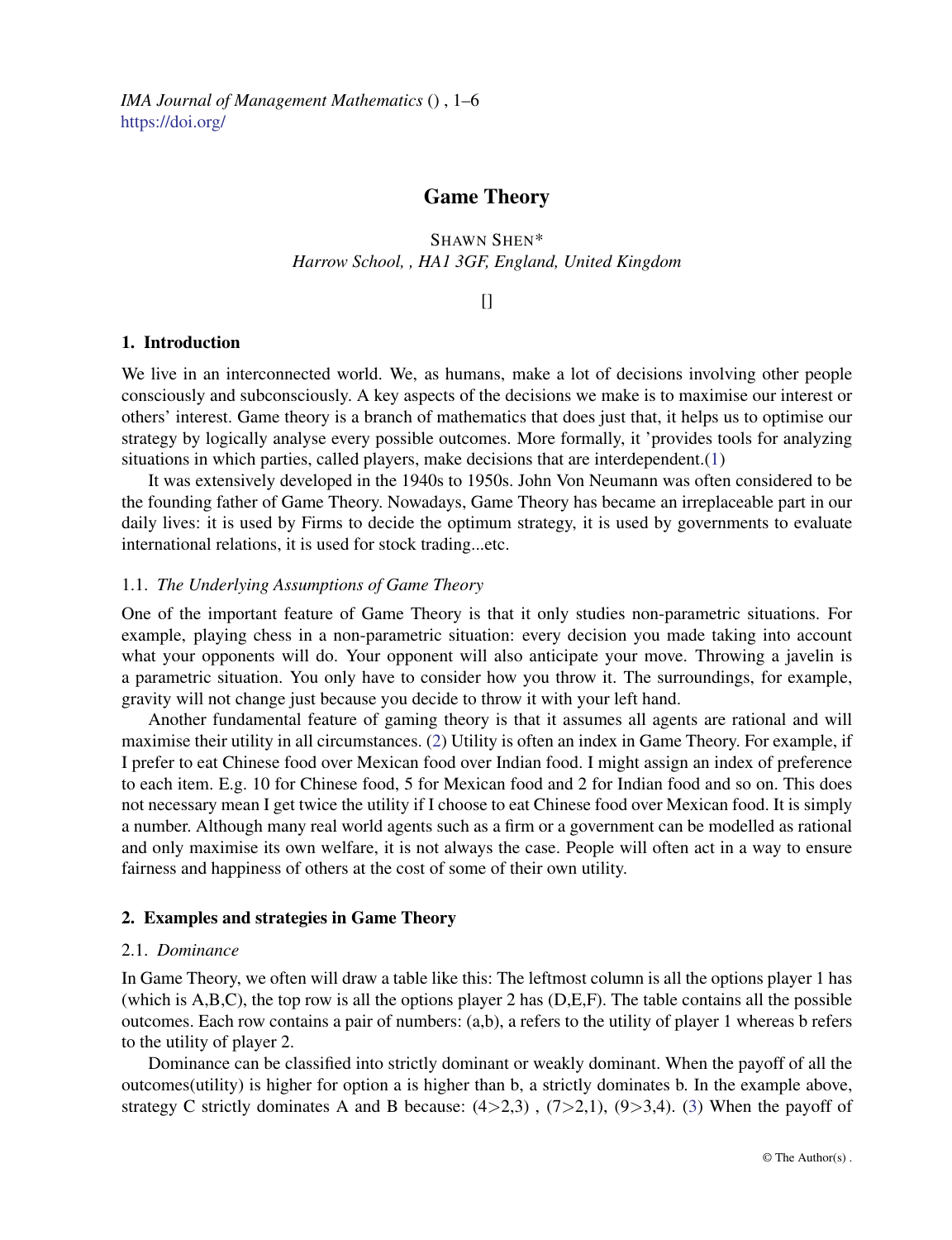# Game Theory

SHAWN SHEN*

*Harrow School, , HA1 3GF, England, United Kingdom*

[]

## 1. Introduction

We live in an interconnected world. We, as humans, make a lot of decisions involving other people consciously and subconsciously. A key aspects of the decisions we make is to maximise our interest or others' interest. Game theory is a branch of mathematics that does just that, it helps us to optimise our strategy by logically analyse every possible outcomes. More formally, it 'provides tools for analyzing situations in which parties, called players, make decisions that are interdependent.(1)

It was extensively developed in the 1940s to 1950s. John Von Neumann was often considered to be the founding father of Game Theory. Nowadays, Game Theory has became an irreplaceable part in our daily lives: it is used by Firms to decide the optimum strategy, it is used by governments to evaluate international relations, it is used for stock trading...etc.

### 1.1. *The Underlying Assumptions of Game Theory*

One of the important feature of Game Theory is that it only studies non-parametric situations. For example, playing chess in a non-parametric situation: every decision you made taking into account what your opponents will do. Your opponent will also anticipate your move. Throwing a javelin is a parametric situation. You only have to consider how you throw it. The surroundings, for example, gravity will not change just because you decide to throw it with your left hand.

Another fundamental feature of gaming theory is that it assumes all agents are rational and will maximise their utility in all circumstances. (2) Utility is often an index in Game Theory. For example, if I prefer to eat Chinese food over Mexican food over Indian food. I might assign an index of preference to each item. E.g. 10 for Chinese food, 5 for Mexican food and 2 for Indian food and so on. This does not necessary mean I get twice the utility if I choose to eat Chinese food over Mexican food. It is simply a number. Although many real world agents such as a firm or a government can be modelled as rational and only maximise its own welfare, it is not always the case. People will often act in a way to ensure fairness and happiness of others at the cost of some of their own utility.

## 2. Examples and strategies in Game Theory

### 2.1. *Dominance*

In Game Theory, we often will draw a table like this: The leftmost column is all the options player 1 has (which is A,B,C), the top row is all the options player 2 has (D,E,F). The table contains all the possible outcomes. Each row contains a pair of numbers: (a,b), a refers to the utility of player 1 whereas b refers to the utility of player 2.

Dominance can be classified into strictly dominant or weakly dominant. When the payoff of all the outcomes(utility) is higher for option a is higher than b, a strictly dominates b. In the example above, strategy C strictly dominates A and B because: (4>2,3) , (7>2,1), (9>3,4). (3) When the payoff of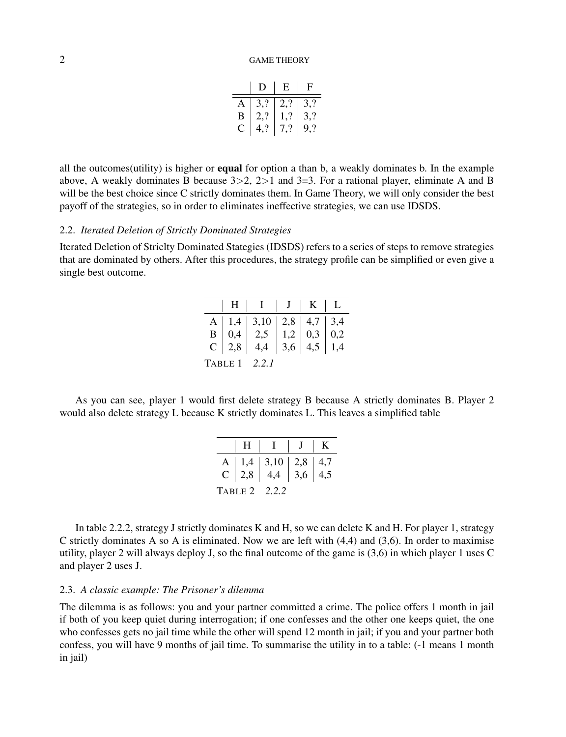|   | D | E | F |
|---|---|---|---|
| A | 3,? | 2,? | 3,? |
| B | 2,? | 1,? | 3,? |
| C | 4,? | 7,? | 9,? |

all the outcomes(utility) is higher or **equal** for option a than b, a weakly dominates b. In the example above, A weakly dominates B because 3>2, 2>1 and 3=3. For a rational player, eliminate A and B will be the best choice since C strictly dominates them. In Game Theory, we will only consider the best payoff of the strategies, so in order to eliminates ineffective strategies, we can use IDSDS.

### 2.2. *Iterated Deletion of Strictly Dominated Strategies*

Iterated Deletion of Stricly Dominated Stategies (IDSDS) refers to a series of steps to remove strategies that are dominated by others. After this procedures, the strategy profile can be simplified or even give a single best outcome.

|   | H | I | J | K | L |
|---|---|---|---|---|---|
| A | 1,4 | 3,10 | 2,8 | 4,7 | 3,4 |
| B | 0,4 | 2,5 | 1,2 | 0,3 | 0,2 |
| C | 2,8 | 4,4 | 3,6 | 4,5 | 1,4 |

TABLE 1 *2.2.1*

As you can see, player 1 would first delete strategy B because A strictly dominates B. Player 2 would also delete strategy L because K strictly dominates L. This leaves a simplified table

|   | H | I | J | K |
|---|---|---|---|---|
| A | 1,4 | 3,10 | 2,8 | 4,7 |
| C | 2,8 | 4,4 | 3,6 | 4,5 |

TABLE 2 *2.2.2*

In table 2.2.2, strategy J strictly dominates K and H, so we can delete K and H. For player 1, strategy C strictly dominates A so A is eliminated. Now we are left with (4,4) and (3,6). In order to maximise utility, player 2 will always deploy J, so the final outcome of the game is (3,6) in which player 1 uses C and player 2 uses J.

### 2.3. *A classic example: The Prisoner's dilemma*

The dilemma is as follows: you and your partner committed a crime. The police offers 1 month in jail if both of you keep quiet during interrogation; if one confesses and the other one keeps quiet, the one who confesses gets no jail time while the other will spend 12 month in jail; if you and your partner both confess, you will have 9 months of jail time. To summarise the utility in to a table: (-1 means 1 month in jail)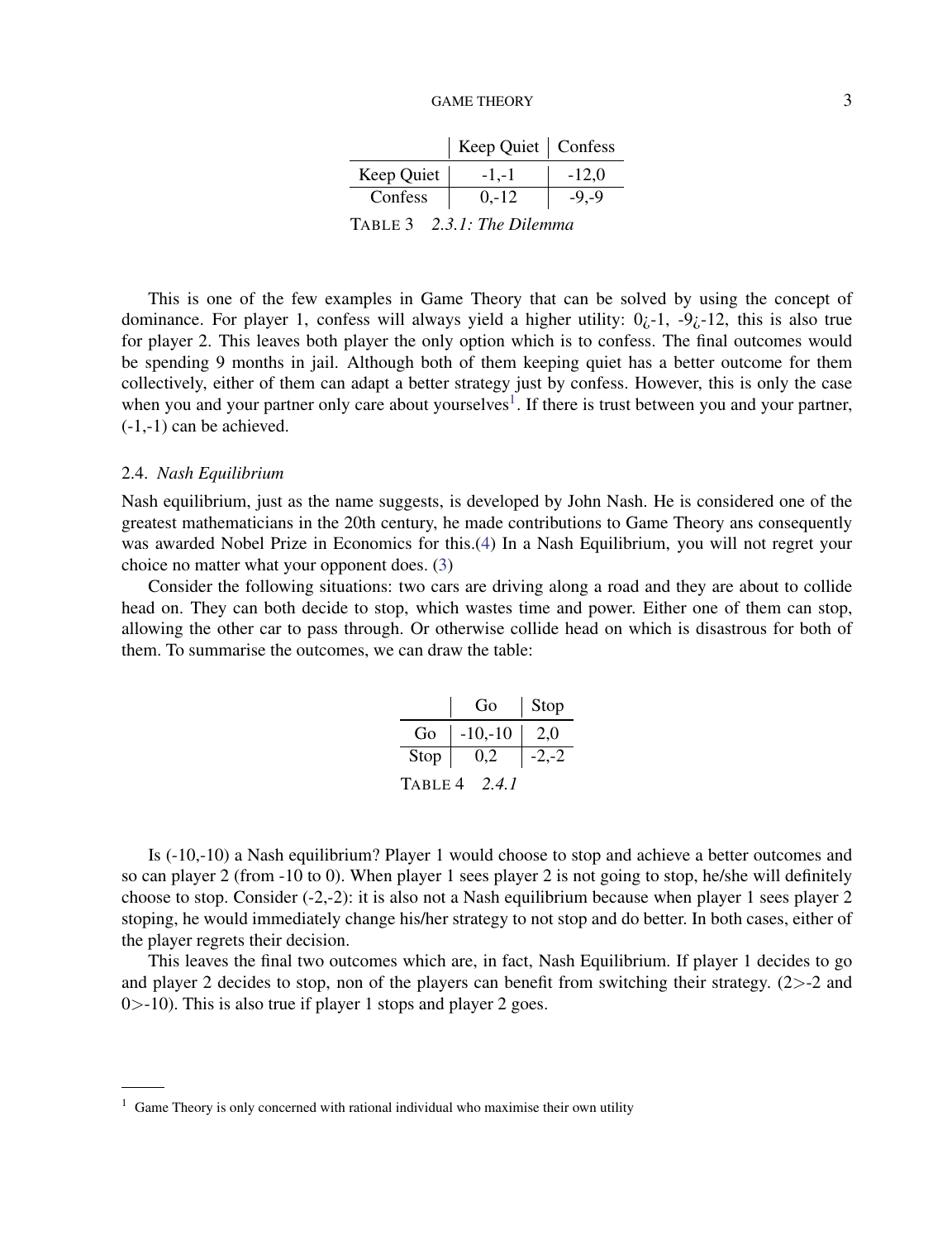| | Keep Quiet | Confess |
|---|---|---|
| Keep Quiet | -1,-1 | -12,0 |
| Confess | 0,-12 | -9,-9 |

TABLE 3 *2.3.1: The Dilemma*

This is one of the few examples in Game Theory that can be solved by using the concept of dominance. For player 1, confess will always yield a higher utility: 0¿-1, -9¿-12, this is also true for player 2. This leaves both player the only option which is to confess. The final outcomes would be spending 9 months in jail. Although both of them keeping quiet has a better outcome for them collectively, either of them can adapt a better strategy just by confess. However, this is only the case when you and your partner only care about yourselves[1]. If there is trust between you and your partner, (-1,-1) can be achieved.

### 2.4. *Nash Equilibrium*

Nash equilibrium, just as the name suggests, is developed by John Nash. He is considered one of the greatest mathematicians in the 20th century, he made contributions to Game Theory ans consequently was awarded Nobel Prize in Economics for this.(4) In a Nash Equilibrium, you will not regret your choice no matter what your opponent does. (3)

Consider the following situations: two cars are driving along a road and they are about to collide head on. They can both decide to stop, which wastes time and power. Either one of them can stop, allowing the other car to pass through. Or otherwise collide head on which is disastrous for both of them. To summarise the outcomes, we can draw the table:

| | Go | Stop |
|---|---|---|
| Go | -10,-10 | 2,0 |
| Stop | 0,2 | -2,-2 |

TABLE 4 *2.4.1*

Is (-10,-10) a Nash equilibrium? Player 1 would choose to stop and achieve a better outcomes and so can player 2 (from -10 to 0). When player 1 sees player 2 is not going to stop, he/she will definitely choose to stop. Consider (-2,-2): it is also not a Nash equilibrium because when player 1 sees player 2 stoping, he would immediately change his/her strategy to not stop and do better. In both cases, either of the player regrets their decision.

This leaves the final two outcomes which are, in fact, Nash Equilibrium. If player 1 decides to go and player 2 decides to stop, non of the players can benefit from switching their strategy. (2>-2 and 0>-10). This is also true if player 1 stops and player 2 goes.

---

[1] Game Theory is only concerned with rational individual who maximise their own utility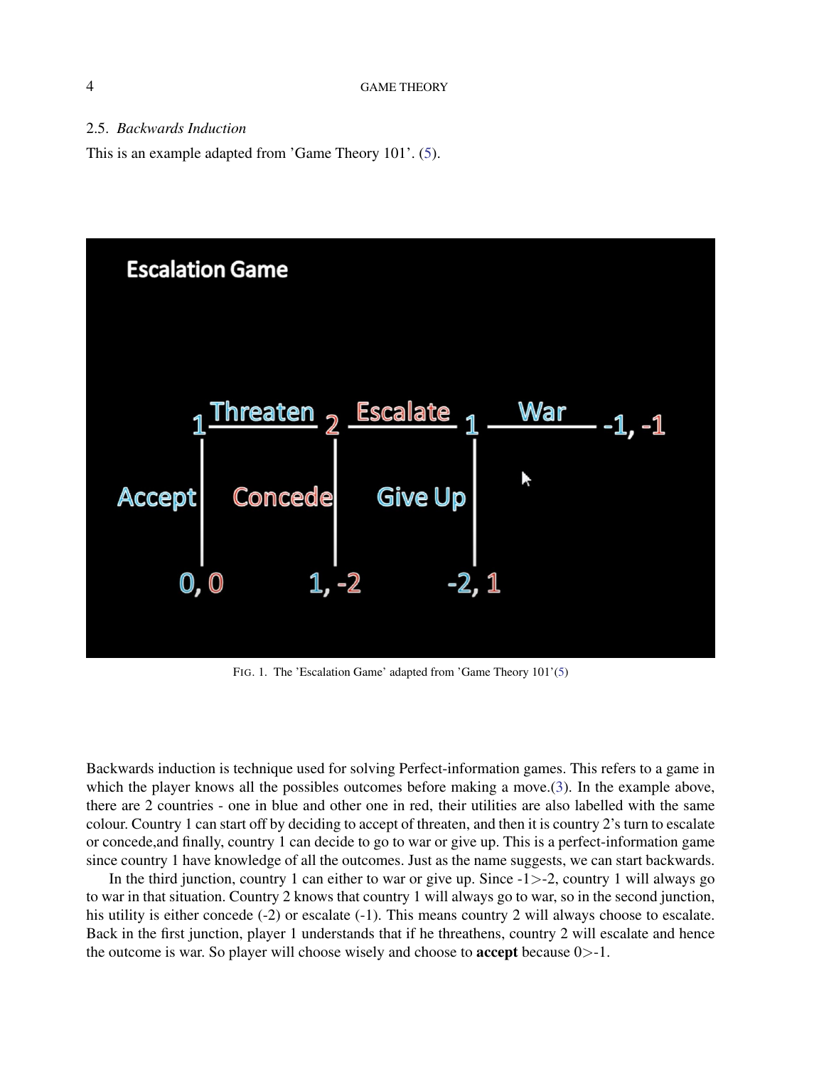### 2.5. *Backwards Induction*

This is an example adapted from 'Game Theory 101'. (5).

FIG. 1. The 'Escalation Game' adapted from 'Game Theory 101'(5)

Backwards induction is technique used for solving Perfect-information games. This refers to a game in which the player knows all the possibles outcomes before making a move.(3). In the example above, there are 2 countries - one in blue and other one in red, their utilities are also labelled with the same colour. Country 1 can start off by deciding to accept of threaten, and then it is country 2's turn to escalate or concede,and finally, country 1 can decide to go to war or give up. This is a perfect-information game since country 1 have knowledge of all the outcomes. Just as the name suggests, we can start backwards.

In the third junction, country 1 can either to war or give up. Since -1>-2, country 1 will always go to war in that situation. Country 2 knows that country 1 will always go to war, so in the second junction, his utility is either concede (-2) or escalate (-1). This means country 2 will always choose to escalate. Back in the first junction, player 1 understands that if he threathens, country 2 will escalate and hence the outcome is war. So player will choose wisely and choose to **accept** because 0>-1.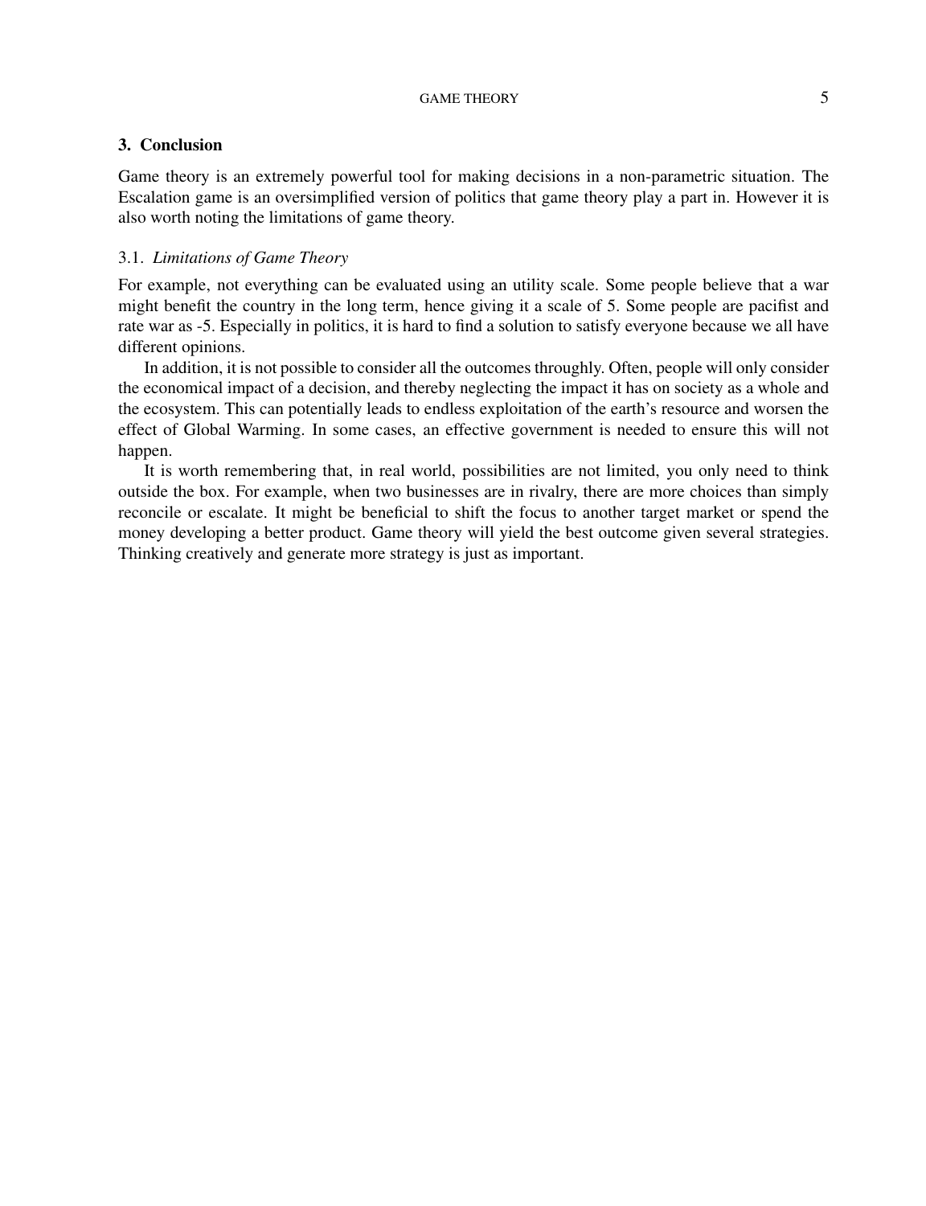## 3. Conclusion

Game theory is an extremely powerful tool for making decisions in a non-parametric situation. The Escalation game is an oversimplified version of politics that game theory play a part in. However it is also worth noting the limitations of game theory.

### 3.1. *Limitations of Game Theory*

For example, not everything can be evaluated using an utility scale. Some people believe that a war might benefit the country in the long term, hence giving it a scale of 5. Some people are pacifist and rate war as -5. Especially in politics, it is hard to find a solution to satisfy everyone because we all have different opinions.

In addition, it is not possible to consider all the outcomes throughly. Often, people will only consider the economical impact of a decision, and thereby neglecting the impact it has on society as a whole and the ecosystem. This can potentially leads to endless exploitation of the earth's resource and worsen the effect of Global Warming. In some cases, an effective government is needed to ensure this will not happen.

It is worth remembering that, in real world, possibilities are not limited, you only need to think outside the box. For example, when two businesses are in rivalry, there are more choices than simply reconcile or escalate. It might be beneficial to shift the focus to another target market or spend the money developing a better product. Game theory will yield the best outcome given several strategies. Thinking creatively and generate more strategy is just as important.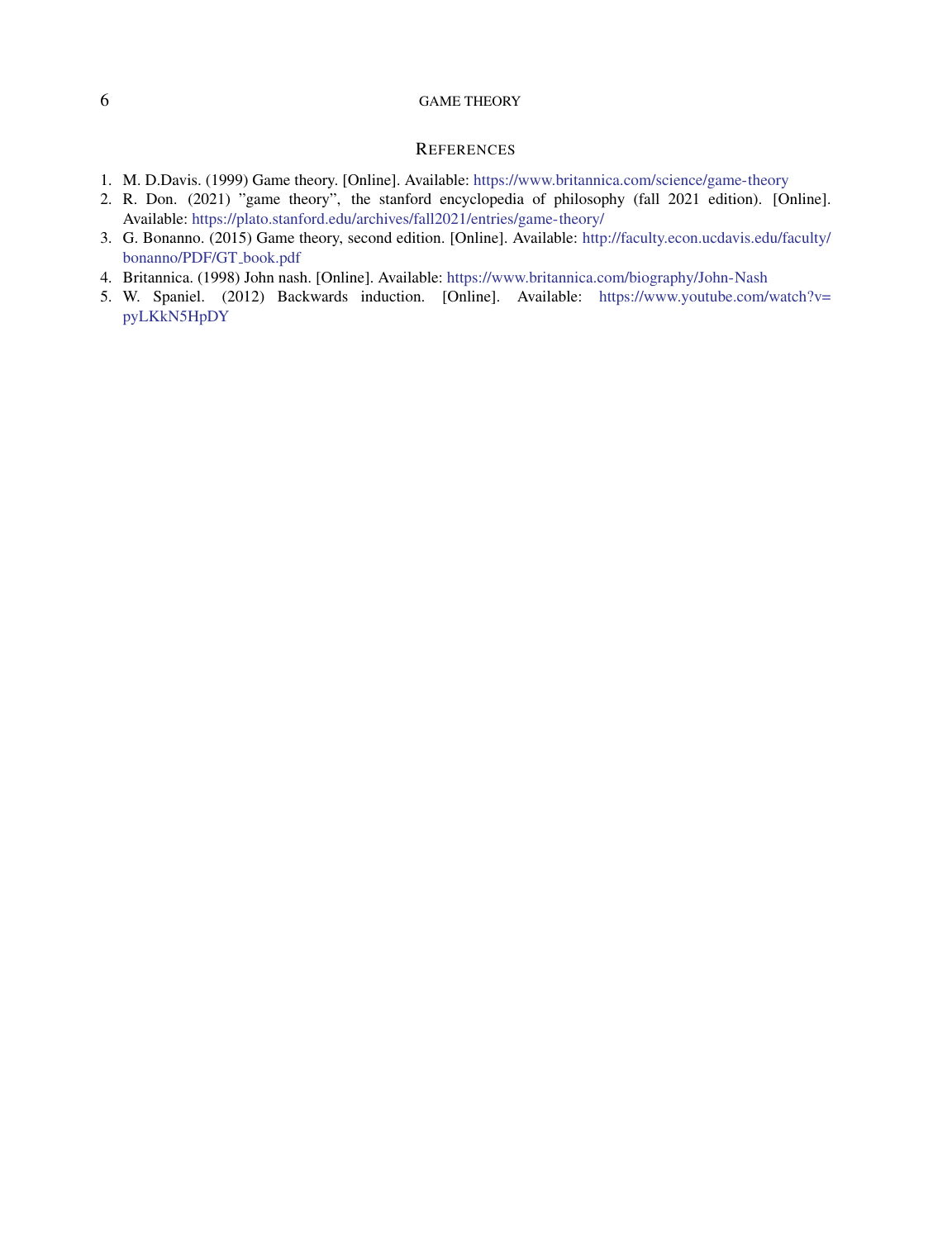## References

1. M. D.Davis. (1999) Game theory. [Online]. Available: https://www.britannica.com/science/game-theory
2. R. Don. (2021) "game theory", the stanford encyclopedia of philosophy (fall 2021 edition). [Online]. Available: https://plato.stanford.edu/archives/fall2021/entries/game-theory/
3. G. Bonanno. (2015) Game theory, second edition. [Online]. Available: http://faculty.econ.ucdavis.edu/faculty/bonanno/PDF/GT_book.pdf
4. Britannica. (1998) John nash. [Online]. Available: https://www.britannica.com/biography/John-Nash
5. W. Spaniel. (2012) Backwards induction. [Online]. Available: https://www.youtube.com/watch?v=pyLKkN5HpDY